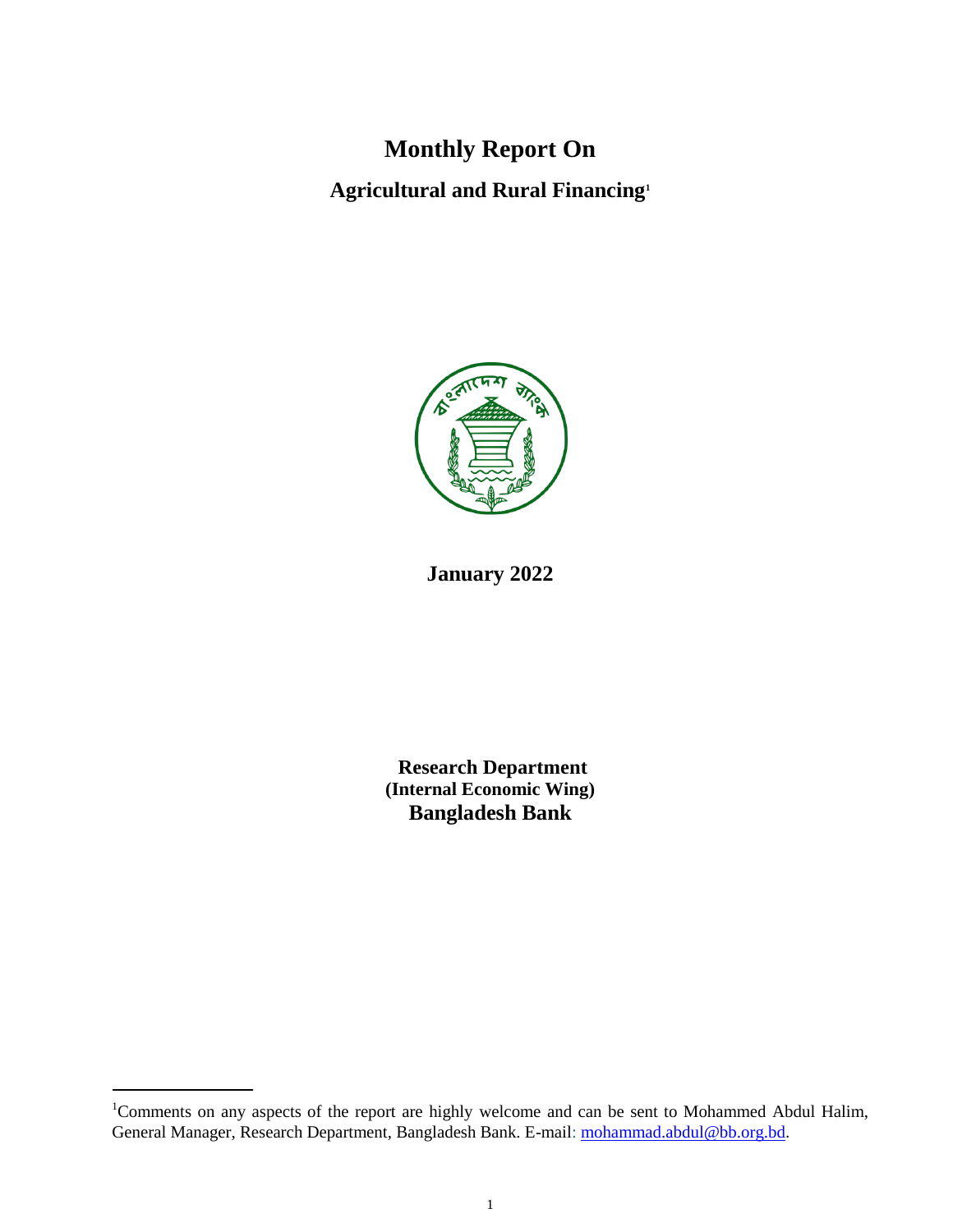# Monthly Report On

## Agricultural and Rural Financing[1]

**January 2022**

**Research Department**
**(Internal Economic Wing)**
**Bangladesh Bank**

---

[1]Comments on any aspects of the report are highly welcome and can be sent to Mohammed Abdul Halim, General Manager, Research Department, Bangladesh Bank. E-mail: mohammad.abdul@bb.org.bd.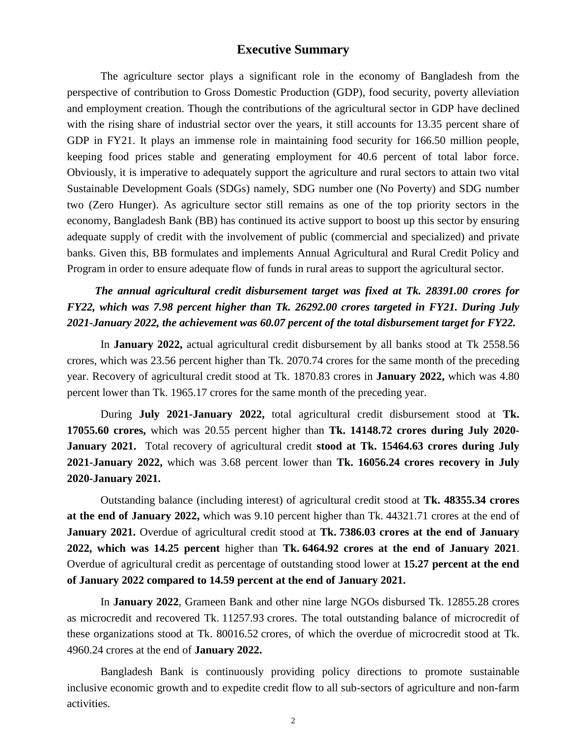## Executive Summary

The agriculture sector plays a significant role in the economy of Bangladesh from the perspective of contribution to Gross Domestic Production (GDP), food security, poverty alleviation and employment creation. Though the contributions of the agricultural sector in GDP have declined with the rising share of industrial sector over the years, it still accounts for 13.35 percent share of GDP in FY21. It plays an immense role in maintaining food security for 166.50 million people, keeping food prices stable and generating employment for 40.6 percent of total labor force. Obviously, it is imperative to adequately support the agriculture and rural sectors to attain two vital Sustainable Development Goals (SDGs) namely, SDG number one (No Poverty) and SDG number two (Zero Hunger). As agriculture sector still remains as one of the top priority sectors in the economy, Bangladesh Bank (BB) has continued its active support to boost up this sector by ensuring adequate supply of credit with the involvement of public (commercial and specialized) and private banks. Given this, BB formulates and implements Annual Agricultural and Rural Credit Policy and Program in order to ensure adequate flow of funds in rural areas to support the agricultural sector.

***The annual agricultural credit disbursement target was fixed at Tk. 28391.00 crores for FY22, which was 7.98 percent higher than Tk. 26292.00 crores targeted in FY21. During July 2021-January 2022, the achievement was 60.07 percent of the total disbursement target for FY22.***

In **January 2022,** actual agricultural credit disbursement by all banks stood at Tk 2558.56 crores, which was 23.56 percent higher than Tk. 2070.74 crores for the same month of the preceding year. Recovery of agricultural credit stood at Tk. 1870.83 crores in **January 2022,** which was 4.80 percent lower than Tk. 1965.17 crores for the same month of the preceding year.

During **July 2021-January 2022,** total agricultural credit disbursement stood at **Tk. 17055.60 crores,** which was 20.55 percent higher than **Tk. 14148.72 crores during July 2020-January 2021.** Total recovery of agricultural credit **stood at Tk. 15464.63 crores during July 2021-January 2022,** which was 3.68 percent lower than **Tk. 16056.24 crores recovery in July 2020-January 2021.**

Outstanding balance (including interest) of agricultural credit stood at **Tk. 48355.34 crores at the end of January 2022,** which was 9.10 percent higher than Tk. 44321.71 crores at the end of **January 2021.** Overdue of agricultural credit stood at **Tk. 7386.03 crores at the end of January 2022, which was 14.25 percent** higher than **Tk. 6464.92 crores at the end of January 2021**. Overdue of agricultural credit as percentage of outstanding stood lower at **15.27 percent at the end of January 2022 compared to 14.59 percent at the end of January 2021.**

In **January 2022**, Grameen Bank and other nine large NGOs disbursed Tk. 12855.28 crores as microcredit and recovered Tk. 11257.93 crores. The total outstanding balance of microcredit of these organizations stood at Tk. 80016.52 crores, of which the overdue of microcredit stood at Tk. 4960.24 crores at the end of **January 2022.**

Bangladesh Bank is continuously providing policy directions to promote sustainable inclusive economic growth and to expedite credit flow to all sub-sectors of agriculture and non-farm activities.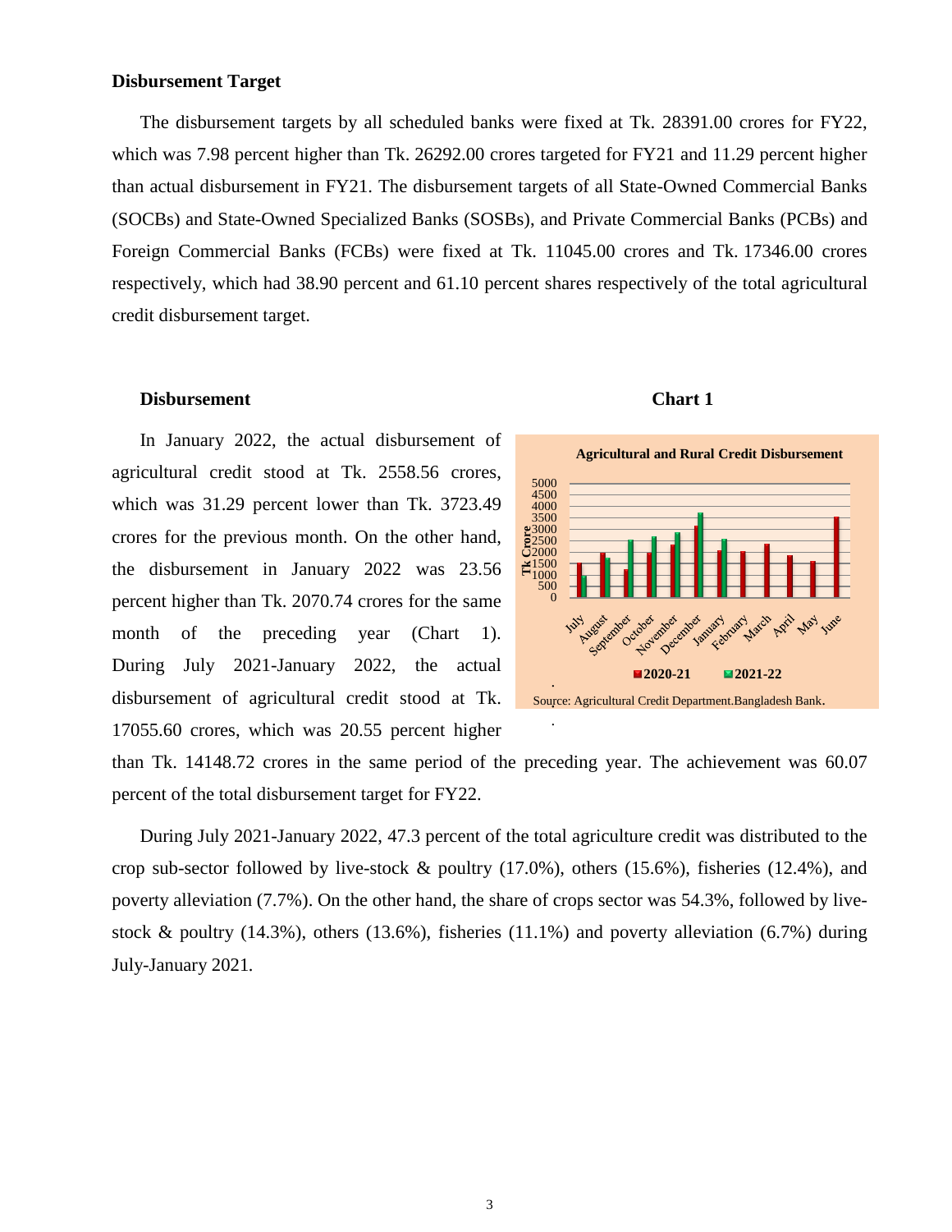**Disbursement Target**

The disbursement targets by all scheduled banks were fixed at Tk. 28391.00 crores for FY22, which was 7.98 percent higher than Tk. 26292.00 crores targeted for FY21 and 11.29 percent higher than actual disbursement in FY21. The disbursement targets of all State-Owned Commercial Banks (SOCBs) and State-Owned Specialized Banks (SOSBs), and Private Commercial Banks (PCBs) and Foreign Commercial Banks (FCBs) were fixed at Tk. 11045.00 crores and Tk. 17346.00 crores respectively, which had 38.90 percent and 61.10 percent shares respectively of the total agricultural credit disbursement target.

**Disbursement**

In January 2022, the actual disbursement of agricultural credit stood at Tk. 2558.56 crores, which was 31.29 percent lower than Tk. 3723.49 crores for the previous month. On the other hand, the disbursement in January 2022 was 23.56 percent higher than Tk. 2070.74 crores for the same month of the preceding year (Chart 1). During July 2021-January 2022, the actual disbursement of agricultural credit stood at Tk. 17055.60 crores, which was 20.55 percent higher than Tk. 14148.72 crores in the same period of the preceding year. The achievement was 60.07 percent of the total disbursement target for FY22.

**Chart 1**

**Agricultural and Rural Credit Disbursement**

Source: Agricultural Credit Department.Bangladesh Bank.

During July 2021-January 2022, 47.3 percent of the total agriculture credit was distributed to the crop sub-sector followed by live-stock & poultry (17.0%), others (15.6%), fisheries (12.4%), and poverty alleviation (7.7%). On the other hand, the share of crops sector was 54.3%, followed by live-stock & poultry (14.3%), others (13.6%), fisheries (11.1%) and poverty alleviation (6.7%) during July-January 2021.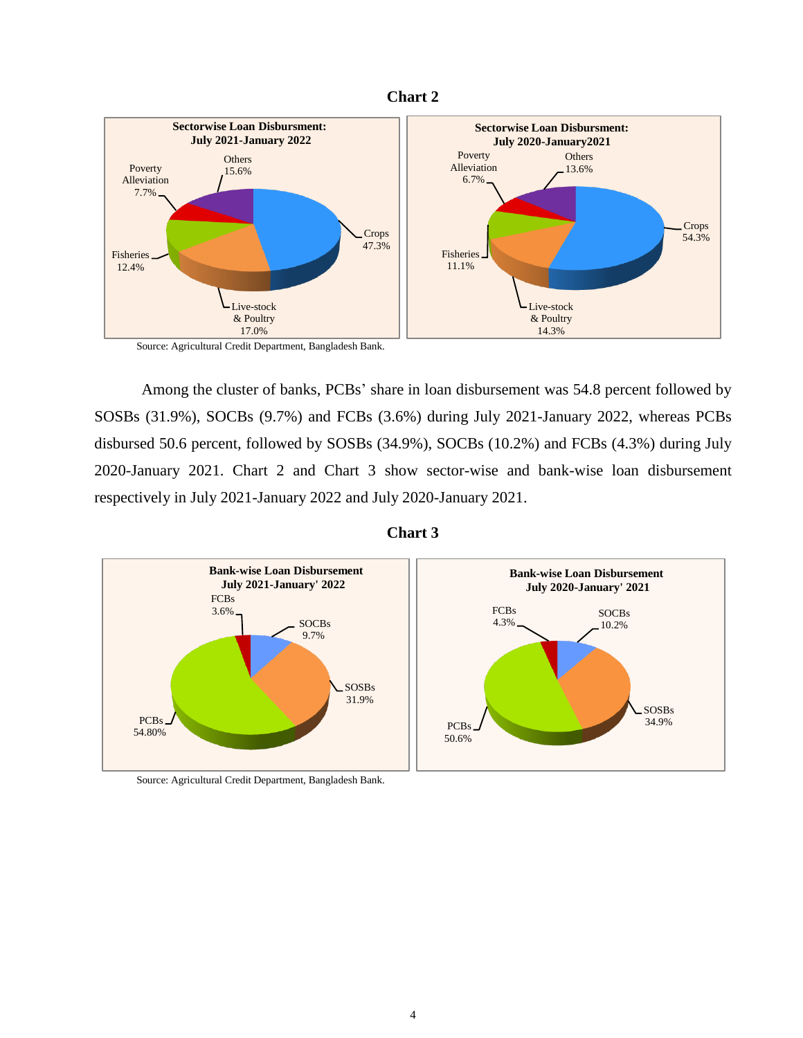**Chart 2**

**Sectorwise Loan Disbursment: July 2021-January 2022**

| Sector | Share |
|---|---|
| Crops | 47.3% |
| Live-stock & Poultry | 17.0% |
| Fisheries | 12.4% |
| Poverty Alleviation | 7.7% |
| Others | 15.6% |

**Sectorwise Loan Disbursment: July 2020-January2021**

| Sector | Share |
|---|---|
| Crops | 54.3% |
| Live-stock & Poultry | 14.3% |
| Fisheries | 11.1% |
| Poverty Alleviation | 6.7% |
| Others | 13.6% |

Source: Agricultural Credit Department, Bangladesh Bank.

Among the cluster of banks, PCBs' share in loan disbursement was 54.8 percent followed by SOSBs (31.9%), SOCBs (9.7%) and FCBs (3.6%) during July 2021-January 2022, whereas PCBs disbursed 50.6 percent, followed by SOSBs (34.9%), SOCBs (10.2%) and FCBs (4.3%) during July 2020-January 2021. Chart 2 and Chart 3 show sector-wise and bank-wise loan disbursement respectively in July 2021-January 2022 and July 2020-January 2021.

**Chart 3**

**Bank-wise Loan Disbursement July 2021-January' 2022**

| Bank | Share |
|---|---|
| FCBs | 3.6% |
| SOCBs | 9.7% |
| SOSBs | 31.9% |
| PCBs | 54.80% |

**Bank-wise Loan Disbursement July 2020-January' 2021**

| Bank | Share |
|---|---|
| FCBs | 4.3% |
| SOCBs | 10.2% |
| SOSBs | 34.9% |
| PCBs | 50.6% |

Source: Agricultural Credit Department, Bangladesh Bank.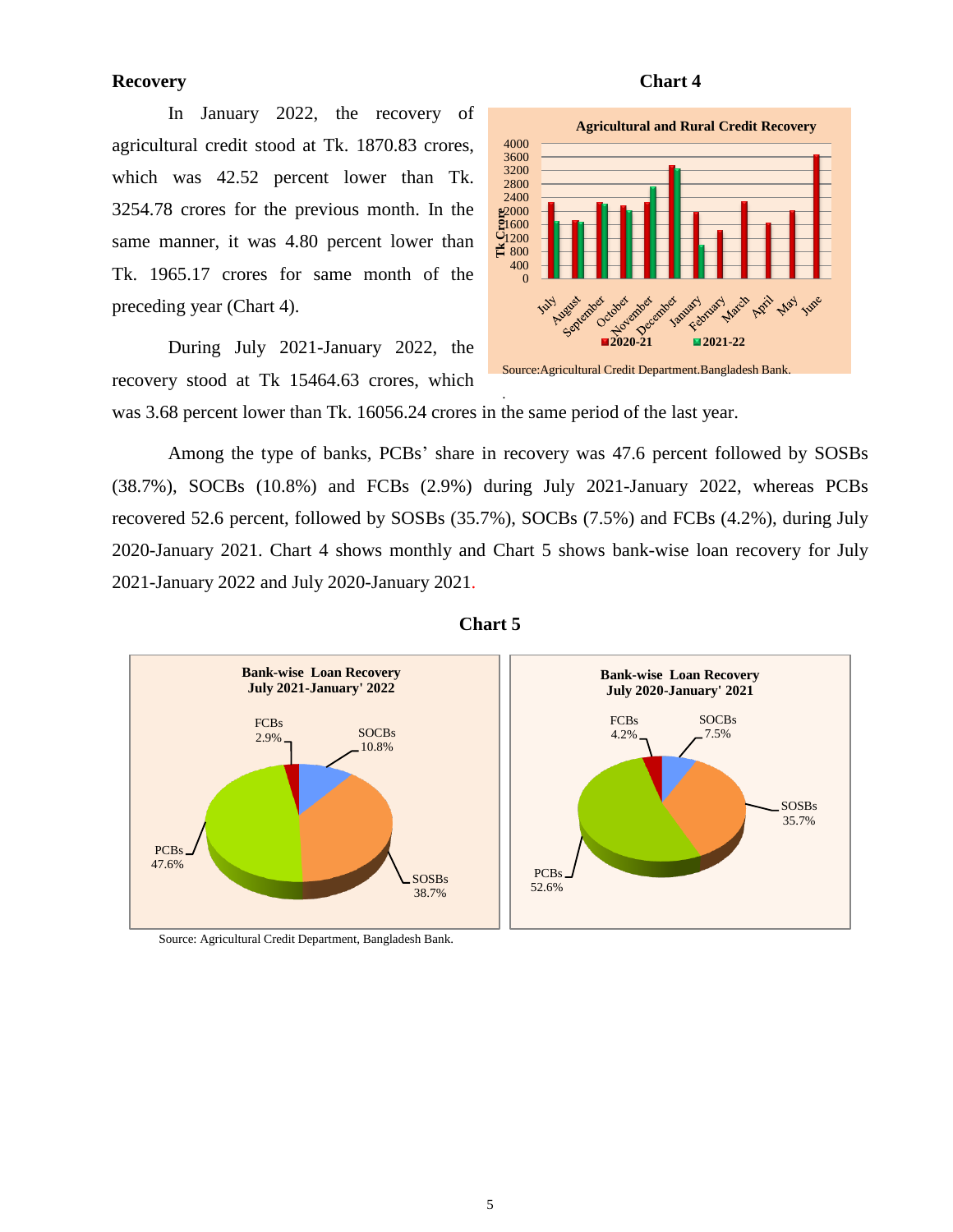## Recovery

In January 2022, the recovery of agricultural credit stood at Tk. 1870.83 crores, which was 42.52 percent lower than Tk. 3254.78 crores for the previous month. In the same manner, it was 4.80 percent lower than Tk. 1965.17 crores for same month of the preceding year (Chart 4).

During July 2021-January 2022, the recovery stood at Tk 15464.63 crores, which was 3.68 percent lower than Tk. 16056.24 crores in the same period of the last year.

**Chart 4**

**Agricultural and Rural Credit Recovery**

Source:Agricultural Credit Department.Bangladesh Bank.

Among the type of banks, PCBs' share in recovery was 47.6 percent followed by SOSBs (38.7%), SOCBs (10.8%) and FCBs (2.9%) during July 2021-January 2022, whereas PCBs recovered 52.6 percent, followed by SOSBs (35.7%), SOCBs (7.5%) and FCBs (4.2%), during July 2020-January 2021. Chart 4 shows monthly and Chart 5 shows bank-wise loan recovery for July 2021-January 2022 and July 2020-January 2021.

**Chart 5**

**Bank-wise Loan Recovery July 2021-January' 2022**

| Bank type | Share |
|---|---|
| PCBs | 47.6% |
| SOSBs | 38.7% |
| SOCBs | 10.8% |
| FCBs | 2.9% |

**Bank-wise Loan Recovery July 2020-January' 2021**

| Bank type | Share |
|---|---|
| PCBs | 52.6% |
| SOSBs | 35.7% |
| SOCBs | 7.5% |
| FCBs | 4.2% |

Source: Agricultural Credit Department, Bangladesh Bank.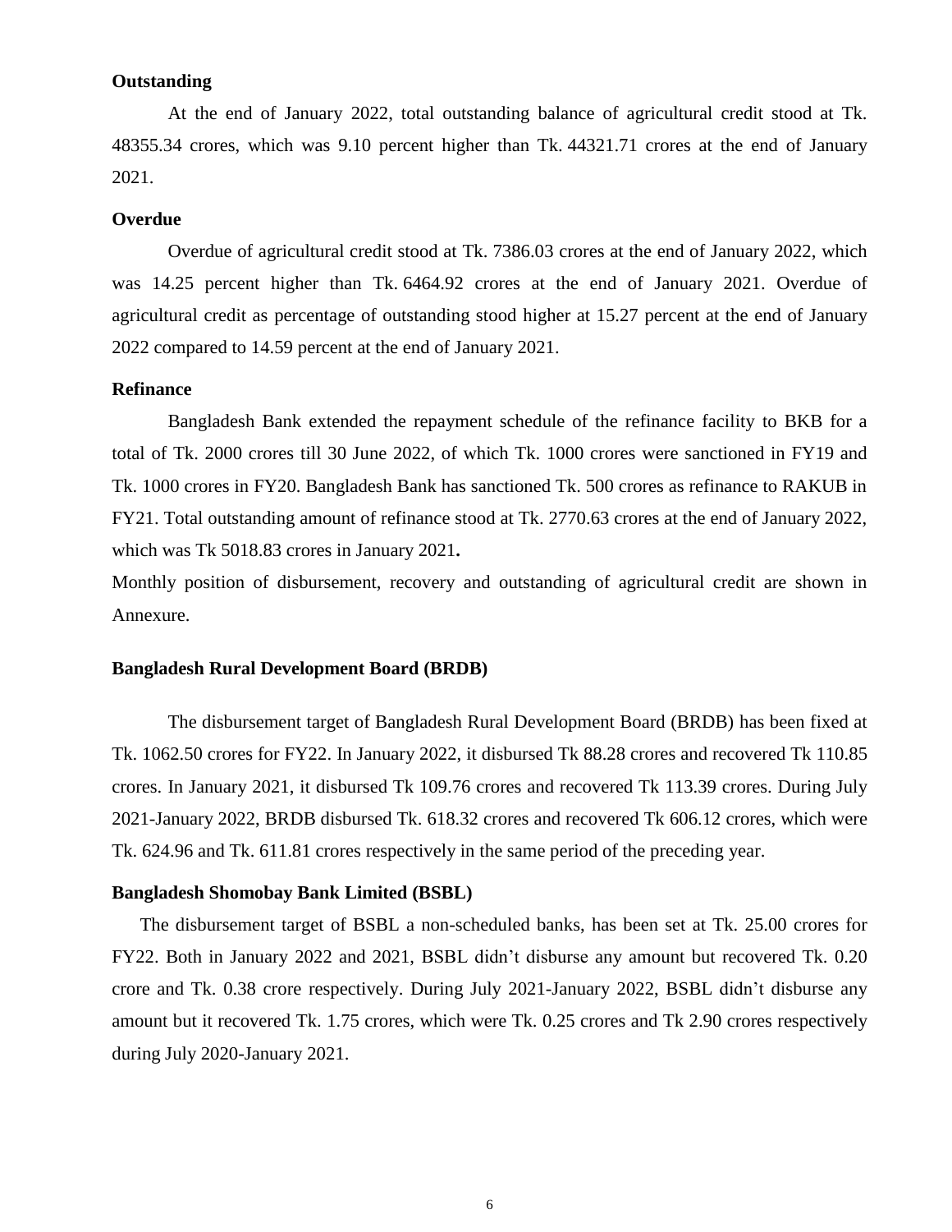**Outstanding**

At the end of January 2022, total outstanding balance of agricultural credit stood at Tk. 48355.34 crores, which was 9.10 percent higher than Tk. 44321.71 crores at the end of January 2021.

**Overdue**

Overdue of agricultural credit stood at Tk. 7386.03 crores at the end of January 2022, which was 14.25 percent higher than Tk. 6464.92 crores at the end of January 2021. Overdue of agricultural credit as percentage of outstanding stood higher at 15.27 percent at the end of January 2022 compared to 14.59 percent at the end of January 2021.

**Refinance**

Bangladesh Bank extended the repayment schedule of the refinance facility to BKB for a total of Tk. 2000 crores till 30 June 2022, of which Tk. 1000 crores were sanctioned in FY19 and Tk. 1000 crores in FY20. Bangladesh Bank has sanctioned Tk. 500 crores as refinance to RAKUB in FY21. Total outstanding amount of refinance stood at Tk. 2770.63 crores at the end of January 2022, which was Tk 5018.83 crores in January 2021**.**

Monthly position of disbursement, recovery and outstanding of agricultural credit are shown in Annexure.

**Bangladesh Rural Development Board (BRDB)**

The disbursement target of Bangladesh Rural Development Board (BRDB) has been fixed at Tk. 1062.50 crores for FY22. In January 2022, it disbursed Tk 88.28 crores and recovered Tk 110.85 crores. In January 2021, it disbursed Tk 109.76 crores and recovered Tk 113.39 crores. During July 2021-January 2022, BRDB disbursed Tk. 618.32 crores and recovered Tk 606.12 crores, which were Tk. 624.96 and Tk. 611.81 crores respectively in the same period of the preceding year.

**Bangladesh Shomobay Bank Limited (BSBL)**

The disbursement target of BSBL a non-scheduled banks, has been set at Tk. 25.00 crores for FY22. Both in January 2022 and 2021, BSBL didn't disburse any amount but recovered Tk. 0.20 crore and Tk. 0.38 crore respectively. During July 2021-January 2022, BSBL didn't disburse any amount but it recovered Tk. 1.75 crores, which were Tk. 0.25 crores and Tk 2.90 crores respectively during July 2020-January 2021.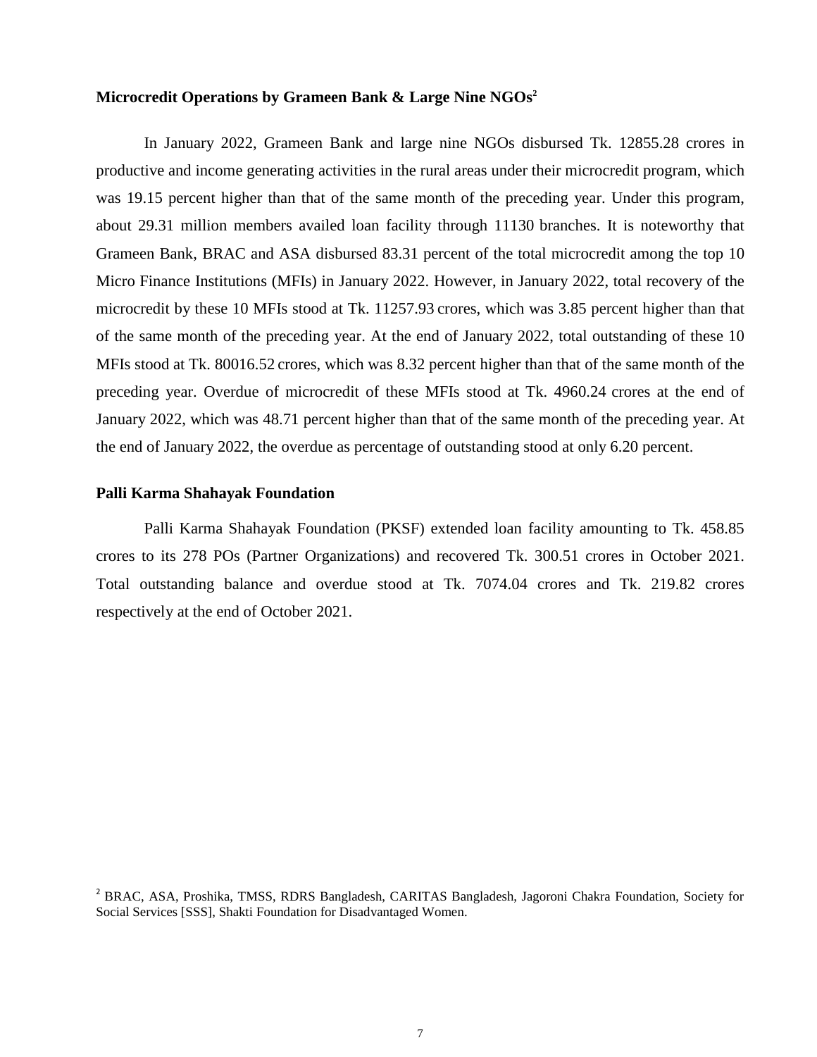### Microcredit Operations by Grameen Bank & Large Nine NGOs[2]

In January 2022, Grameen Bank and large nine NGOs disbursed Tk. 12855.28 crores in productive and income generating activities in the rural areas under their microcredit program, which was 19.15 percent higher than that of the same month of the preceding year. Under this program, about 29.31 million members availed loan facility through 11130 branches. It is noteworthy that Grameen Bank, BRAC and ASA disbursed 83.31 percent of the total microcredit among the top 10 Micro Finance Institutions (MFIs) in January 2022. However, in January 2022, total recovery of the microcredit by these 10 MFIs stood at Tk. 11257.93 crores, which was 3.85 percent higher than that of the same month of the preceding year. At the end of January 2022, total outstanding of these 10 MFIs stood at Tk. 80016.52 crores, which was 8.32 percent higher than that of the same month of the preceding year. Overdue of microcredit of these MFIs stood at Tk. 4960.24 crores at the end of January 2022, which was 48.71 percent higher than that of the same month of the preceding year. At the end of January 2022, the overdue as percentage of outstanding stood at only 6.20 percent.

### Palli Karma Shahayak Foundation

Palli Karma Shahayak Foundation (PKSF) extended loan facility amounting to Tk. 458.85 crores to its 278 POs (Partner Organizations) and recovered Tk. 300.51 crores in October 2021. Total outstanding balance and overdue stood at Tk. 7074.04 crores and Tk. 219.82 crores respectively at the end of October 2021.

[2] BRAC, ASA, Proshika, TMSS, RDRS Bangladesh, CARITAS Bangladesh, Jagoroni Chakra Foundation, Society for Social Services [SSS], Shakti Foundation for Disadvantaged Women.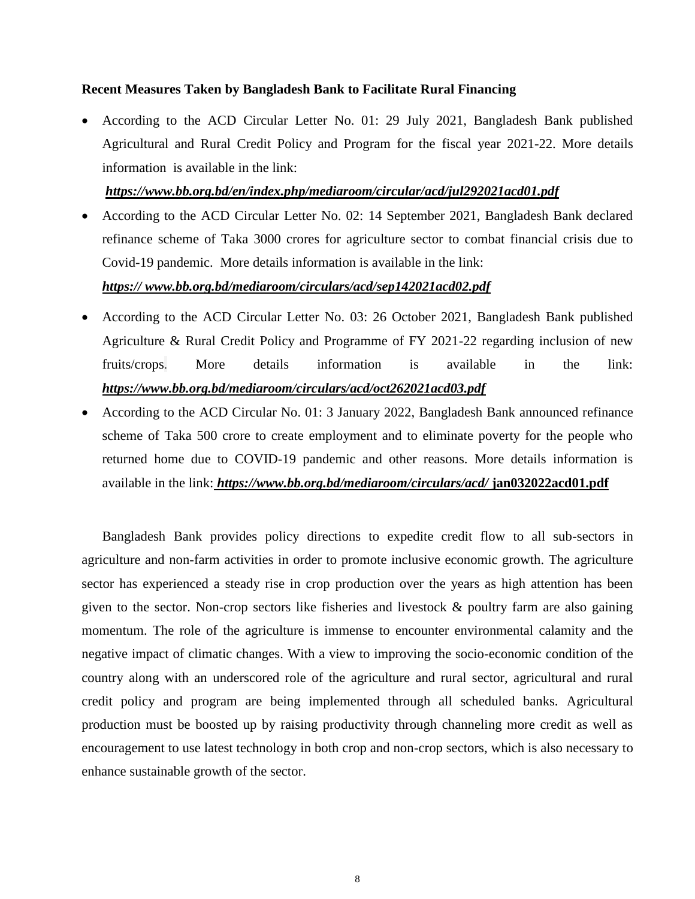**Recent Measures Taken by Bangladesh Bank to Facilitate Rural Financing**

- According to the ACD Circular Letter No. 01: 29 July 2021, Bangladesh Bank published Agricultural and Rural Credit Policy and Program for the fiscal year 2021-22. More details information is available in the link:

  ***https://www.bb.org.bd/en/index.php/mediaroom/circular/acd/jul292021acd01.pdf***

- According to the ACD Circular Letter No. 02: 14 September 2021, Bangladesh Bank declared refinance scheme of Taka 3000 crores for agriculture sector to combat financial crisis due to Covid-19 pandemic. More details information is available in the link:

  ***https:// www.bb.org.bd/mediaroom/circulars/acd/sep142021acd02.pdf***

- According to the ACD Circular Letter No. 03: 26 October 2021, Bangladesh Bank published Agriculture & Rural Credit Policy and Programme of FY 2021-22 regarding inclusion of new fruits/crops. More details information is available in the link: ***https://www.bb.org.bd/mediaroom/circulars/acd/oct262021acd03.pdf***

- According to the ACD Circular No. 01: 3 January 2022, Bangladesh Bank announced refinance scheme of Taka 500 crore to create employment and to eliminate poverty for the people who returned home due to COVID-19 pandemic and other reasons. More details information is available in the link: ***https://www.bb.org.bd/mediaroom/circulars/acd/*** **jan032022acd01.pdf**

Bangladesh Bank provides policy directions to expedite credit flow to all sub-sectors in agriculture and non-farm activities in order to promote inclusive economic growth. The agriculture sector has experienced a steady rise in crop production over the years as high attention has been given to the sector. Non-crop sectors like fisheries and livestock & poultry farm are also gaining momentum. The role of the agriculture is immense to encounter environmental calamity and the negative impact of climatic changes. With a view to improving the socio-economic condition of the country along with an underscored role of the agriculture and rural sector, agricultural and rural credit policy and program are being implemented through all scheduled banks. Agricultural production must be boosted up by raising productivity through channeling more credit as well as encouragement to use latest technology in both crop and non-crop sectors, which is also necessary to enhance sustainable growth of the sector.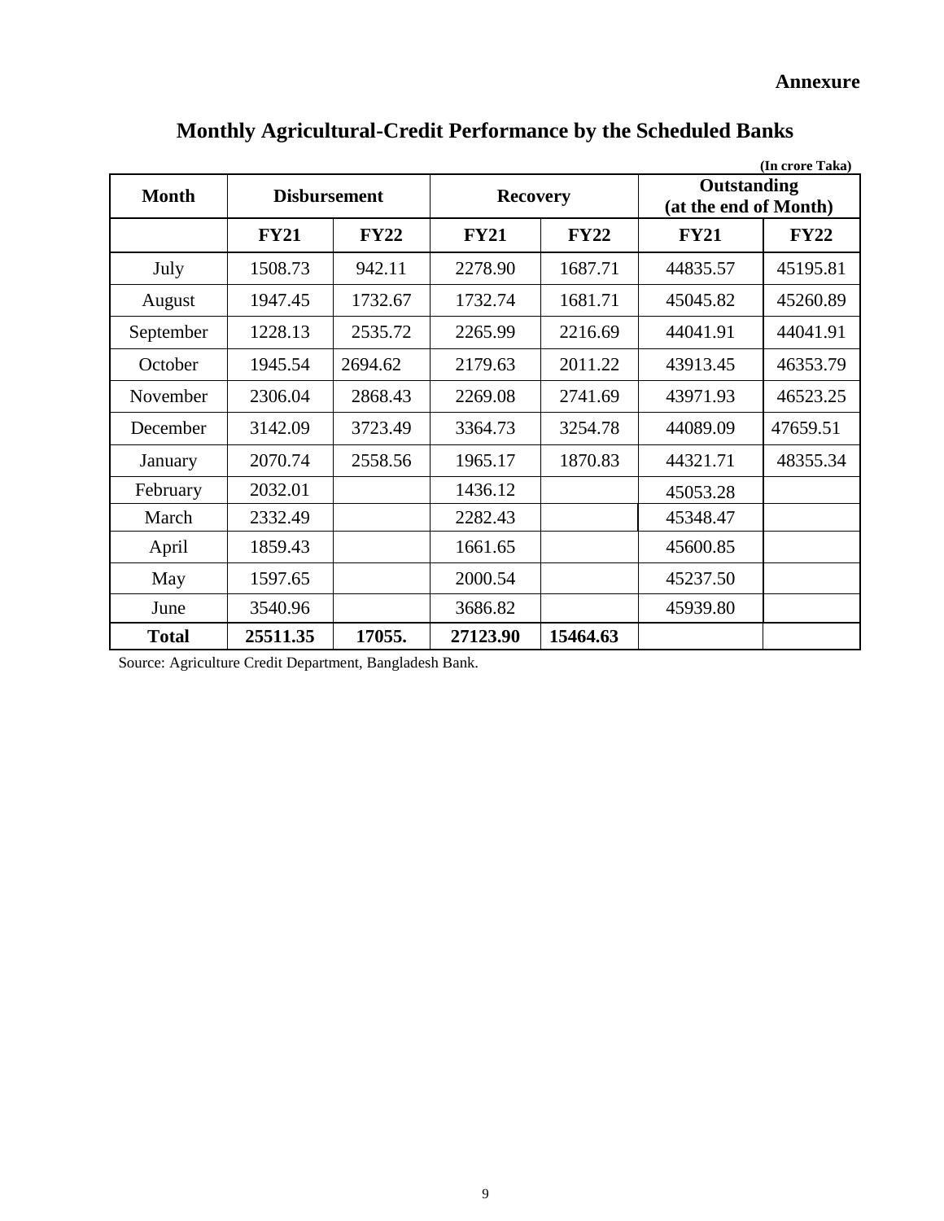**Annexure**

# Monthly Agricultural-Credit Performance by the Scheduled Banks

**(In crore Taka)**

| Month | Disbursement | | Recovery | | Outstanding (at the end of Month) | |
|---|---|---|---|---|---|---|
| | FY21 | FY22 | FY21 | FY22 | FY21 | FY22 |
| July | 1508.73 | 942.11 | 2278.90 | 1687.71 | 44835.57 | 45195.81 |
| August | 1947.45 | 1732.67 | 1732.74 | 1681.71 | 45045.82 | 45260.89 |
| September | 1228.13 | 2535.72 | 2265.99 | 2216.69 | 44041.91 | 44041.91 |
| October | 1945.54 | 2694.62 | 2179.63 | 2011.22 | 43913.45 | 46353.79 |
| November | 2306.04 | 2868.43 | 2269.08 | 2741.69 | 43971.93 | 46523.25 |
| December | 3142.09 | 3723.49 | 3364.73 | 3254.78 | 44089.09 | 47659.51 |
| January | 2070.74 | 2558.56 | 1965.17 | 1870.83 | 44321.71 | 48355.34 |
| February | 2032.01 | | 1436.12 | | 45053.28 | |
| March | 2332.49 | | 2282.43 | | 45348.47 | |
| April | 1859.43 | | 1661.65 | | 45600.85 | |
| May | 1597.65 | | 2000.54 | | 45237.50 | |
| June | 3540.96 | | 3686.82 | | 45939.80 | |
| **Total** | **25511.35** | **17055.** | **27123.90** | **15464.63** | | |

Source: Agriculture Credit Department, Bangladesh Bank.